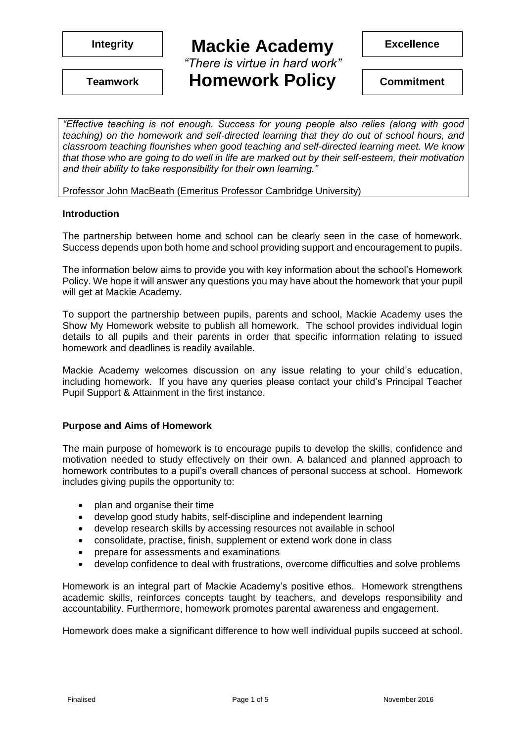**Integrity** | **Excellence** | **Teamwork** | **Commitment**

# Mackie Academy

*"There is virtue in hard work"*

# Homework Policy

*"Effective teaching is not enough. Success for young people also relies (along with good teaching) on the homework and self-directed learning that they do out of school hours, and classroom teaching flourishes when good teaching and self-directed learning meet. We know that those who are going to do well in life are marked out by their self-esteem, their motivation and their ability to take responsibility for their own learning."*

Professor John MacBeath (Emeritus Professor Cambridge University)

**Introduction**

The partnership between home and school can be clearly seen in the case of homework. Success depends upon both home and school providing support and encouragement to pupils.

The information below aims to provide you with key information about the school's Homework Policy. We hope it will answer any questions you may have about the homework that your pupil will get at Mackie Academy.

To support the partnership between pupils, parents and school, Mackie Academy uses the Show My Homework website to publish all homework. The school provides individual login details to all pupils and their parents in order that specific information relating to issued homework and deadlines is readily available.

Mackie Academy welcomes discussion on any issue relating to your child's education, including homework. If you have any queries please contact your child's Principal Teacher Pupil Support & Attainment in the first instance.

**Purpose and Aims of Homework**

The main purpose of homework is to encourage pupils to develop the skills, confidence and motivation needed to study effectively on their own. A balanced and planned approach to homework contributes to a pupil's overall chances of personal success at school. Homework includes giving pupils the opportunity to:

- plan and organise their time
- develop good study habits, self-discipline and independent learning
- develop research skills by accessing resources not available in school
- consolidate, practise, finish, supplement or extend work done in class
- prepare for assessments and examinations
- develop confidence to deal with frustrations, overcome difficulties and solve problems

Homework is an integral part of Mackie Academy's positive ethos. Homework strengthens academic skills, reinforces concepts taught by teachers, and develops responsibility and accountability. Furthermore, homework promotes parental awareness and engagement.

Homework does make a significant difference to how well individual pupils succeed at school.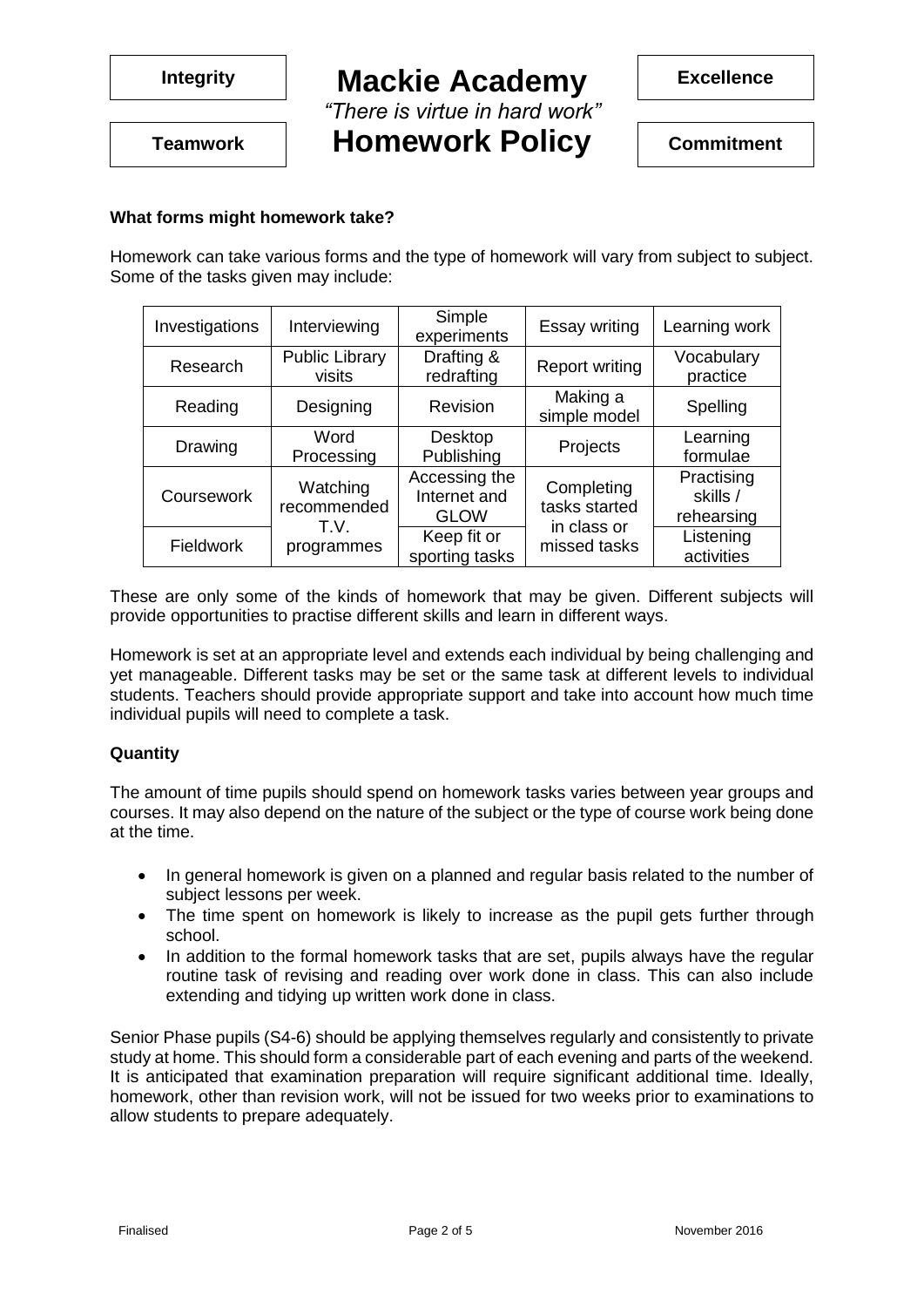**What forms might homework take?**

Homework can take various forms and the type of homework will vary from subject to subject. Some of the tasks given may include:

| Investigations | Interviewing | Simple experiments | Essay writing | Learning work |
|---|---|---|---|---|
| Research | Public Library visits | Drafting & redrafting | Report writing | Vocabulary practice |
| Reading | Designing | Revision | Making a simple model | Spelling |
| Drawing | Word Processing | Desktop Publishing | Projects | Learning formulae |
| Coursework | Watching recommended T.V. programmes | Accessing the Internet and GLOW | Completing tasks started in class or missed tasks | Practising skills / rehearsing |
| Fieldwork | | Keep fit or sporting tasks | | Listening activities |

These are only some of the kinds of homework that may be given. Different subjects will provide opportunities to practise different skills and learn in different ways.

Homework is set at an appropriate level and extends each individual by being challenging and yet manageable. Different tasks may be set or the same task at different levels to individual students. Teachers should provide appropriate support and take into account how much time individual pupils will need to complete a task.

**Quantity**

The amount of time pupils should spend on homework tasks varies between year groups and courses. It may also depend on the nature of the subject or the type of course work being done at the time.

- In general homework is given on a planned and regular basis related to the number of subject lessons per week.
- The time spent on homework is likely to increase as the pupil gets further through school.
- In addition to the formal homework tasks that are set, pupils always have the regular routine task of revising and reading over work done in class. This can also include extending and tidying up written work done in class.

Senior Phase pupils (S4-6) should be applying themselves regularly and consistently to private study at home. This should form a considerable part of each evening and parts of the weekend. It is anticipated that examination preparation will require significant additional time. Ideally, homework, other than revision work, will not be issued for two weeks prior to examinations to allow students to prepare adequately.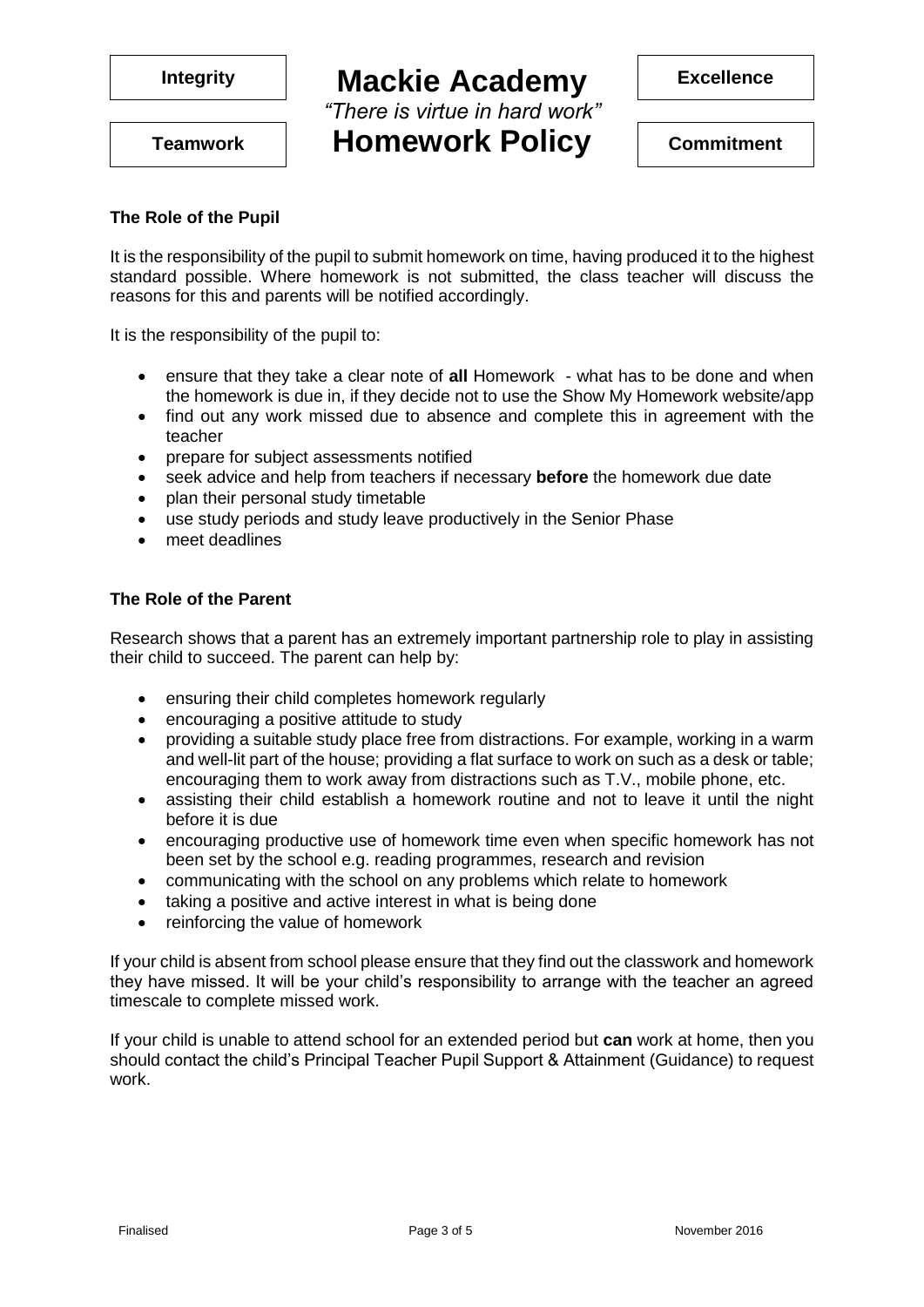## The Role of the Pupil

It is the responsibility of the pupil to submit homework on time, having produced it to the highest standard possible. Where homework is not submitted, the class teacher will discuss the reasons for this and parents will be notified accordingly.

It is the responsibility of the pupil to:

- ensure that they take a clear note of **all** Homework - what has to be done and when the homework is due in, if they decide not to use the Show My Homework website/app
- find out any work missed due to absence and complete this in agreement with the teacher
- prepare for subject assessments notified
- seek advice and help from teachers if necessary **before** the homework due date
- plan their personal study timetable
- use study periods and study leave productively in the Senior Phase
- meet deadlines

## The Role of the Parent

Research shows that a parent has an extremely important partnership role to play in assisting their child to succeed. The parent can help by:

- ensuring their child completes homework regularly
- encouraging a positive attitude to study
- providing a suitable study place free from distractions. For example, working in a warm and well-lit part of the house; providing a flat surface to work on such as a desk or table; encouraging them to work away from distractions such as T.V., mobile phone, etc.
- assisting their child establish a homework routine and not to leave it until the night before it is due
- encouraging productive use of homework time even when specific homework has not been set by the school e.g. reading programmes, research and revision
- communicating with the school on any problems which relate to homework
- taking a positive and active interest in what is being done
- reinforcing the value of homework

If your child is absent from school please ensure that they find out the classwork and homework they have missed. It will be your child's responsibility to arrange with the teacher an agreed timescale to complete missed work.

If your child is unable to attend school for an extended period but **can** work at home, then you should contact the child's Principal Teacher Pupil Support & Attainment (Guidance) to request work.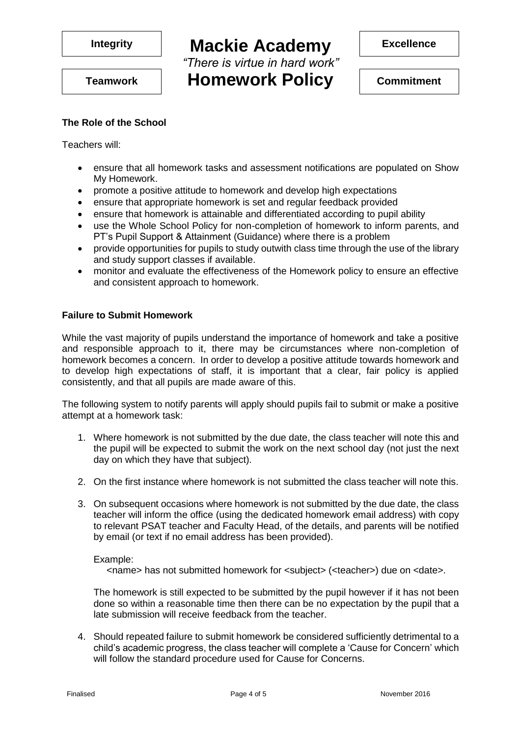**Integrity** | **Mackie Academy** | **Excellence**

*"There is virtue in hard work"*

**Teamwork** | **Homework Policy** | **Commitment**

### The Role of the School

Teachers will:

- ensure that all homework tasks and assessment notifications are populated on Show My Homework.
- promote a positive attitude to homework and develop high expectations
- ensure that appropriate homework is set and regular feedback provided
- ensure that homework is attainable and differentiated according to pupil ability
- use the Whole School Policy for non-completion of homework to inform parents, and PT's Pupil Support & Attainment (Guidance) where there is a problem
- provide opportunities for pupils to study outwith class time through the use of the library and study support classes if available.
- monitor and evaluate the effectiveness of the Homework policy to ensure an effective and consistent approach to homework.

### Failure to Submit Homework

While the vast majority of pupils understand the importance of homework and take a positive and responsible approach to it, there may be circumstances where non-completion of homework becomes a concern. In order to develop a positive attitude towards homework and to develop high expectations of staff, it is important that a clear, fair policy is applied consistently, and that all pupils are made aware of this.

The following system to notify parents will apply should pupils fail to submit or make a positive attempt at a homework task:

1. Where homework is not submitted by the due date, the class teacher will note this and the pupil will be expected to submit the work on the next school day (not just the next day on which they have that subject).

2. On the first instance where homework is not submitted the class teacher will note this.

3. On subsequent occasions where homework is not submitted by the due date, the class teacher will inform the office (using the dedicated homework email address) with copy to relevant PSAT teacher and Faculty Head, of the details, and parents will be notified by email (or text if no email address has been provided).

   Example:
   &lt;name&gt; has not submitted homework for &lt;subject&gt; (&lt;teacher&gt;) due on &lt;date&gt;.

   The homework is still expected to be submitted by the pupil however if it has not been done so within a reasonable time then there can be no expectation by the pupil that a late submission will receive feedback from the teacher.

4. Should repeated failure to submit homework be considered sufficiently detrimental to a child's academic progress, the class teacher will complete a 'Cause for Concern' which will follow the standard procedure used for Cause for Concerns.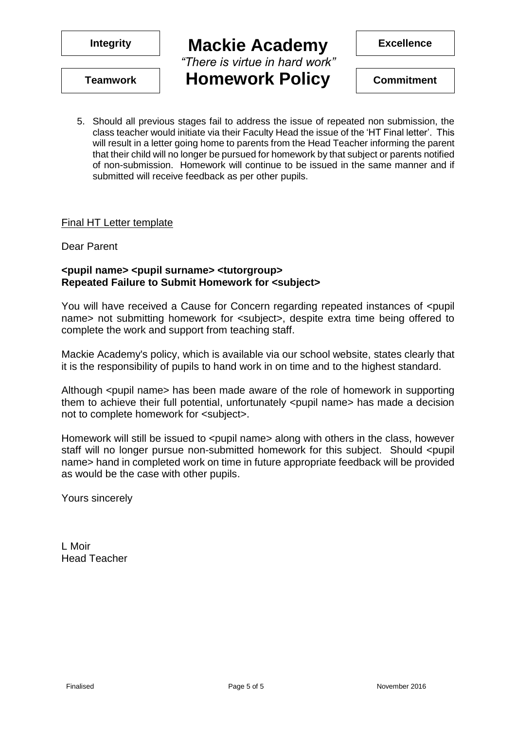5. Should all previous stages fail to address the issue of repeated non submission, the class teacher would initiate via their Faculty Head the issue of the 'HT Final letter'. This will result in a letter going home to parents from the Head Teacher informing the parent that their child will no longer be pursued for homework by that subject or parents notified of non-submission. Homework will continue to be issued in the same manner and if submitted will receive feedback as per other pupils.

Final HT Letter template

Dear Parent

**<pupil name> <pupil surname> <tutorgroup>**
**Repeated Failure to Submit Homework for <subject>**

You will have received a Cause for Concern regarding repeated instances of <pupil name> not submitting homework for <subject>, despite extra time being offered to complete the work and support from teaching staff.

Mackie Academy's policy, which is available via our school website, states clearly that it is the responsibility of pupils to hand work in on time and to the highest standard.

Although <pupil name> has been made aware of the role of homework in supporting them to achieve their full potential, unfortunately <pupil name> has made a decision not to complete homework for <subject>.

Homework will still be issued to <pupil name> along with others in the class, however staff will no longer pursue non-submitted homework for this subject. Should <pupil name> hand in completed work on time in future appropriate feedback will be provided as would be the case with other pupils.

Yours sincerely

L Moir
Head Teacher